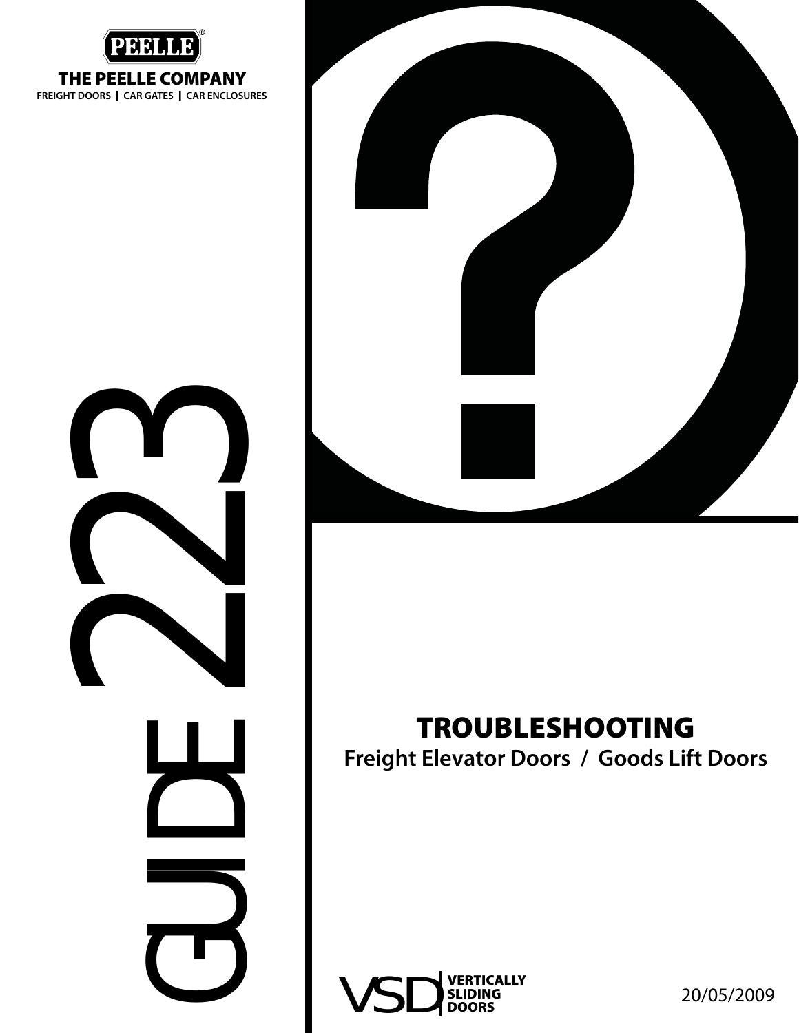PEELLE®

**THE PEELLE COMPANY**

FREIGHT DOORS | CAR GATES | CAR ENCLOSURES

# GUIDE 223

# TROUBLESHOOTING

## Freight Elevator Doors / Goods Lift Doors

VSD | VERTICALLY SLIDING DOORS

20/05/2009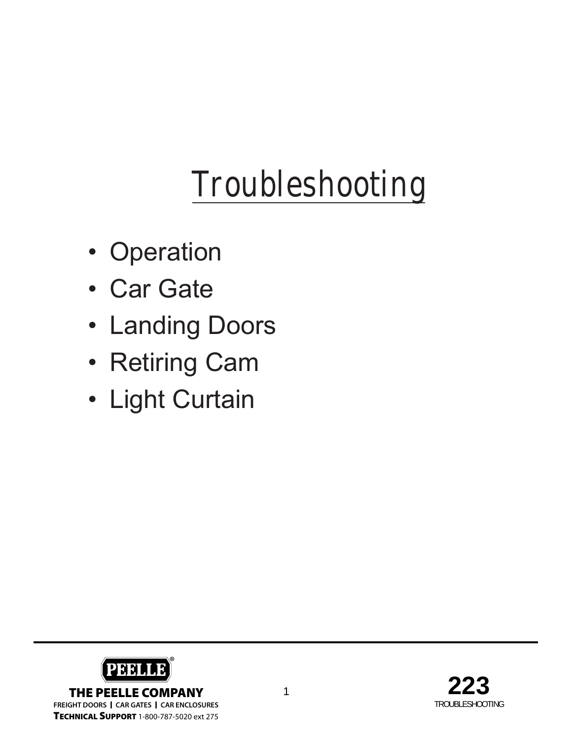# Troubleshooting

- Operation
- Car Gate
- Landing Doors
- Retiring Cam
- Light Curtain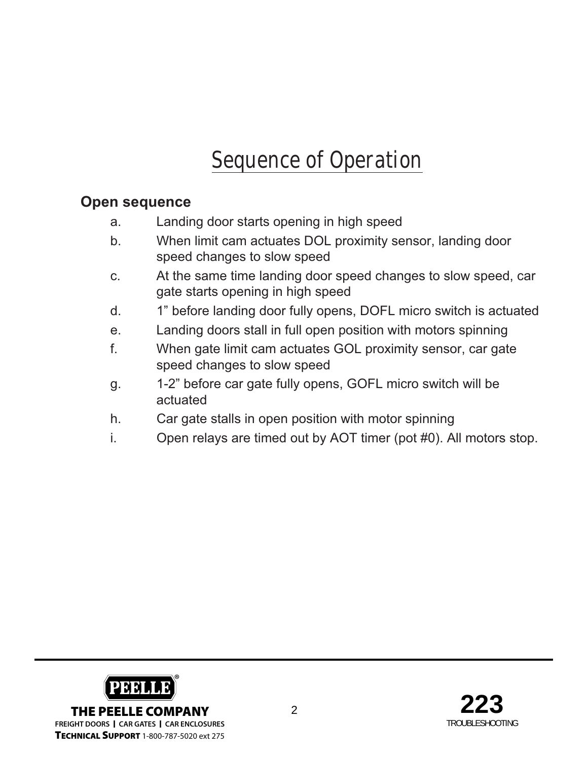# Sequence of Operation

## Open sequence

a. Landing door starts opening in high speed

b. When limit cam actuates DOL proximity sensor, landing door speed changes to slow speed

c. At the same time landing door speed changes to slow speed, car gate starts opening in high speed

d. 1" before landing door fully opens, DOFL micro switch is actuated

e. Landing doors stall in full open position with motors spinning

f. When gate limit cam actuates GOL proximity sensor, car gate speed changes to slow speed

g. 1-2" before car gate fully opens, GOFL micro switch will be actuated

h. Car gate stalls in open position with motor spinning

i. Open relays are timed out by AOT timer (pot #0). All motors stop.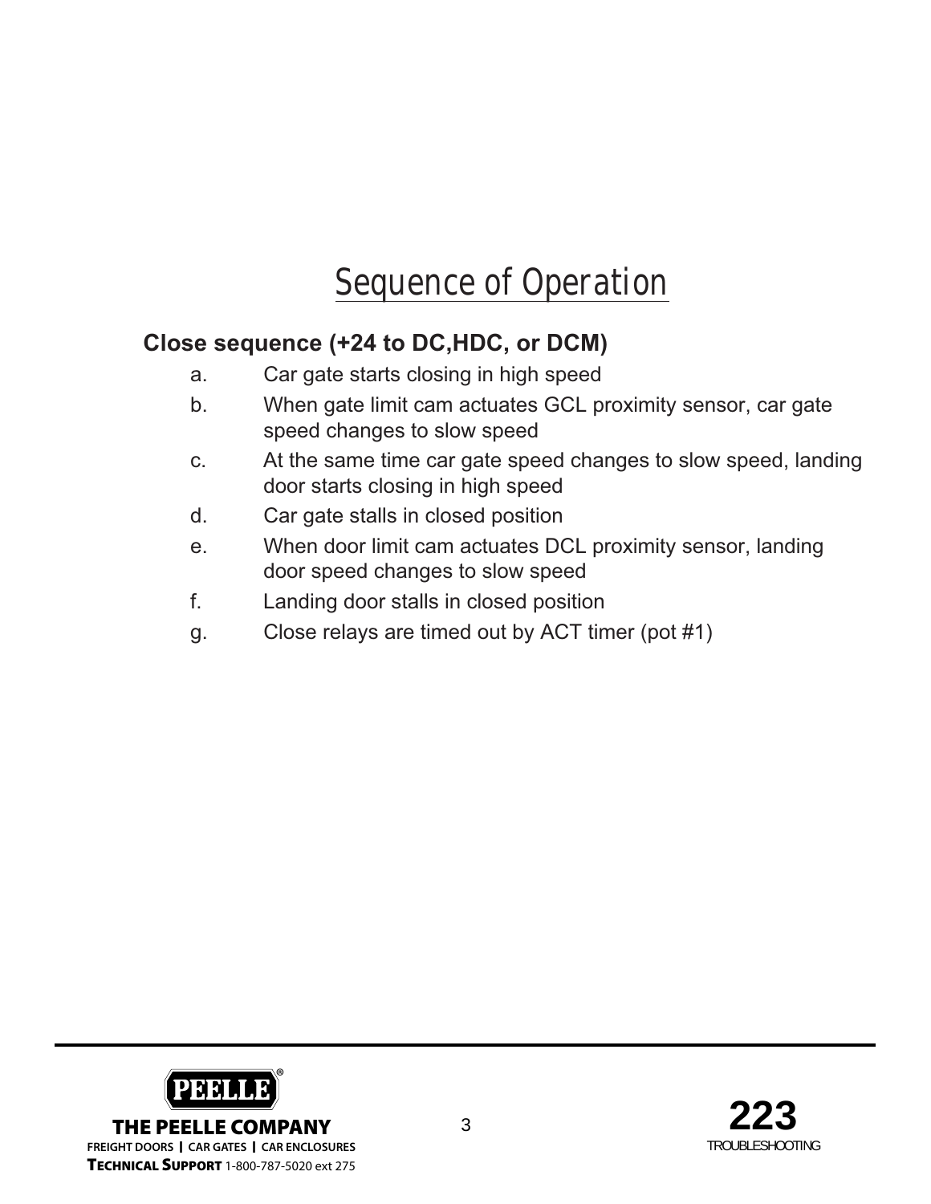# Sequence of Operation

## Close sequence (+24 to DC,HDC, or DCM)

a. Car gate starts closing in high speed

b. When gate limit cam actuates GCL proximity sensor, car gate speed changes to slow speed

c. At the same time car gate speed changes to slow speed, landing door starts closing in high speed

d. Car gate stalls in closed position

e. When door limit cam actuates DCL proximity sensor, landing door speed changes to slow speed

f. Landing door stalls in closed position

g. Close relays are timed out by ACT timer (pot #1)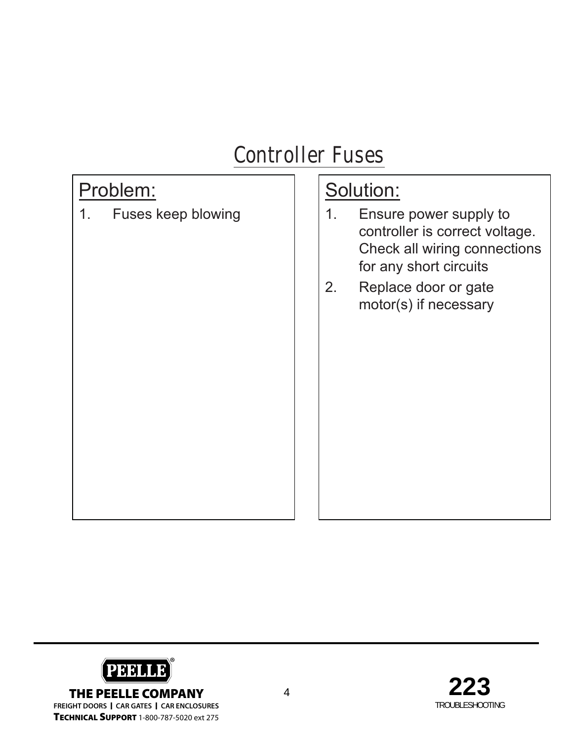# Controller Fuses

## Problem:

1. Fuses keep blowing

## Solution:

1. Ensure power supply to controller is correct voltage. Check all wiring connections for any short circuits
2. Replace door or gate motor(s) if necessary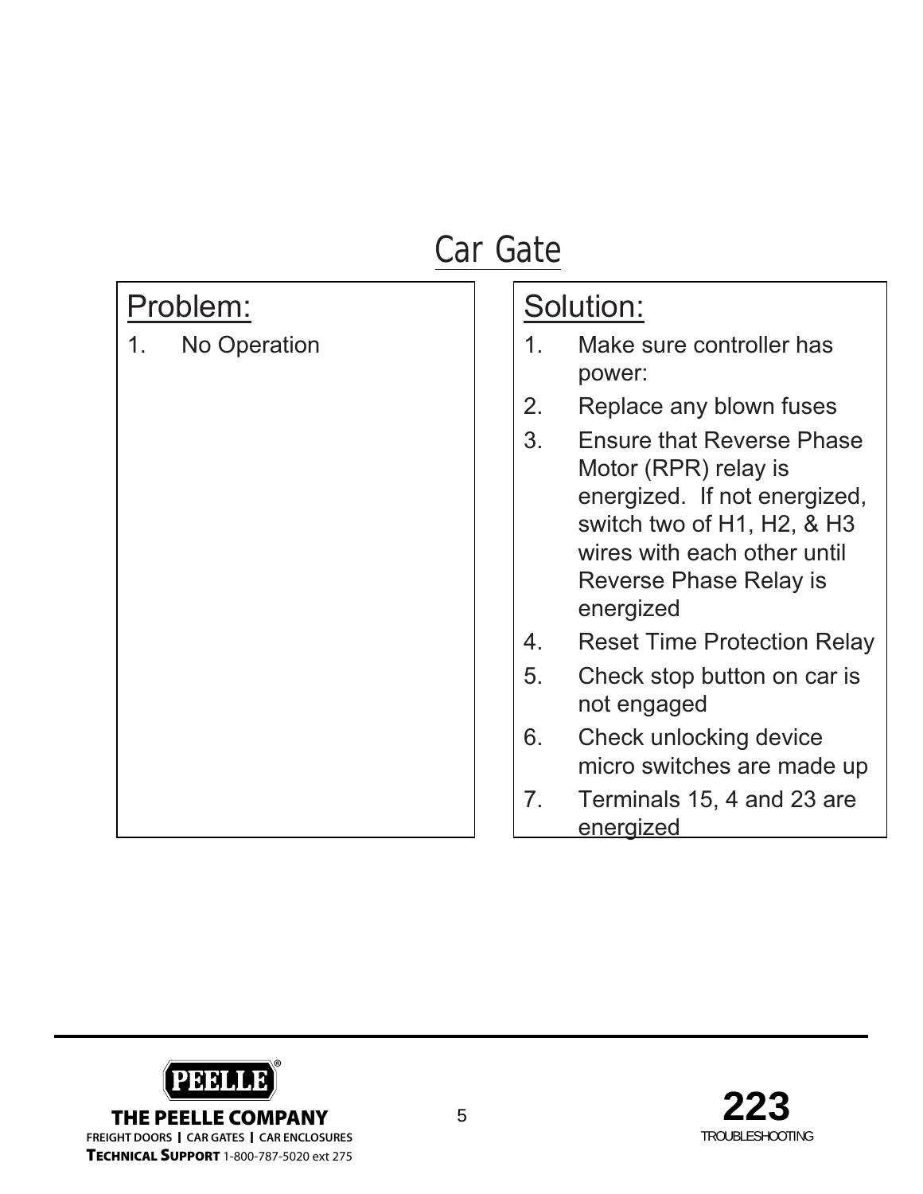# Car Gate

| Problem: | Solution: |
| --- | --- |
| 1. No Operation | 1. Make sure controller has power:<br>2. Replace any blown fuses<br>3. Ensure that Reverse Phase Motor (RPR) relay is energized. If not energized, switch two of H1, H2, & H3 wires with each other until Reverse Phase Relay is energized<br>4. Reset Time Protection Relay<br>5. Check stop button on car is not engaged<br>6. Check unlocking device micro switches are made up<br>7. Terminals 15, 4 and 23 are energized |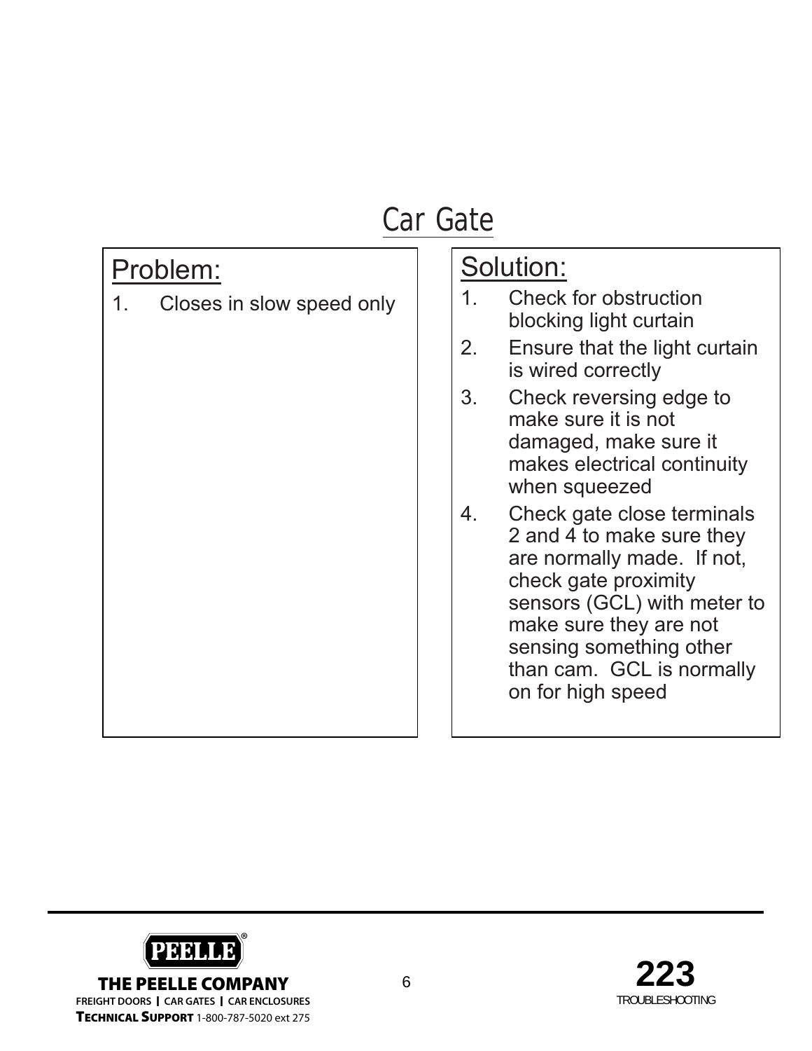# Car Gate

## Problem:

1. Closes in slow speed only

## Solution:

1. Check for obstruction blocking light curtain
2. Ensure that the light curtain is wired correctly
3. Check reversing edge to make sure it is not damaged, make sure it makes electrical continuity when squeezed
4. Check gate close terminals 2 and 4 to make sure they are normally made. If not, check gate proximity sensors (GCL) with meter to make sure they are not sensing something other than cam. GCL is normally on for high speed

THE PEELLE COMPANY
FREIGHT DOORS | CAR GATES | CAR ENCLOSURES
TECHNICAL SUPPORT 1-800-787-5020 ext 275

223
TROUBLESHOOTING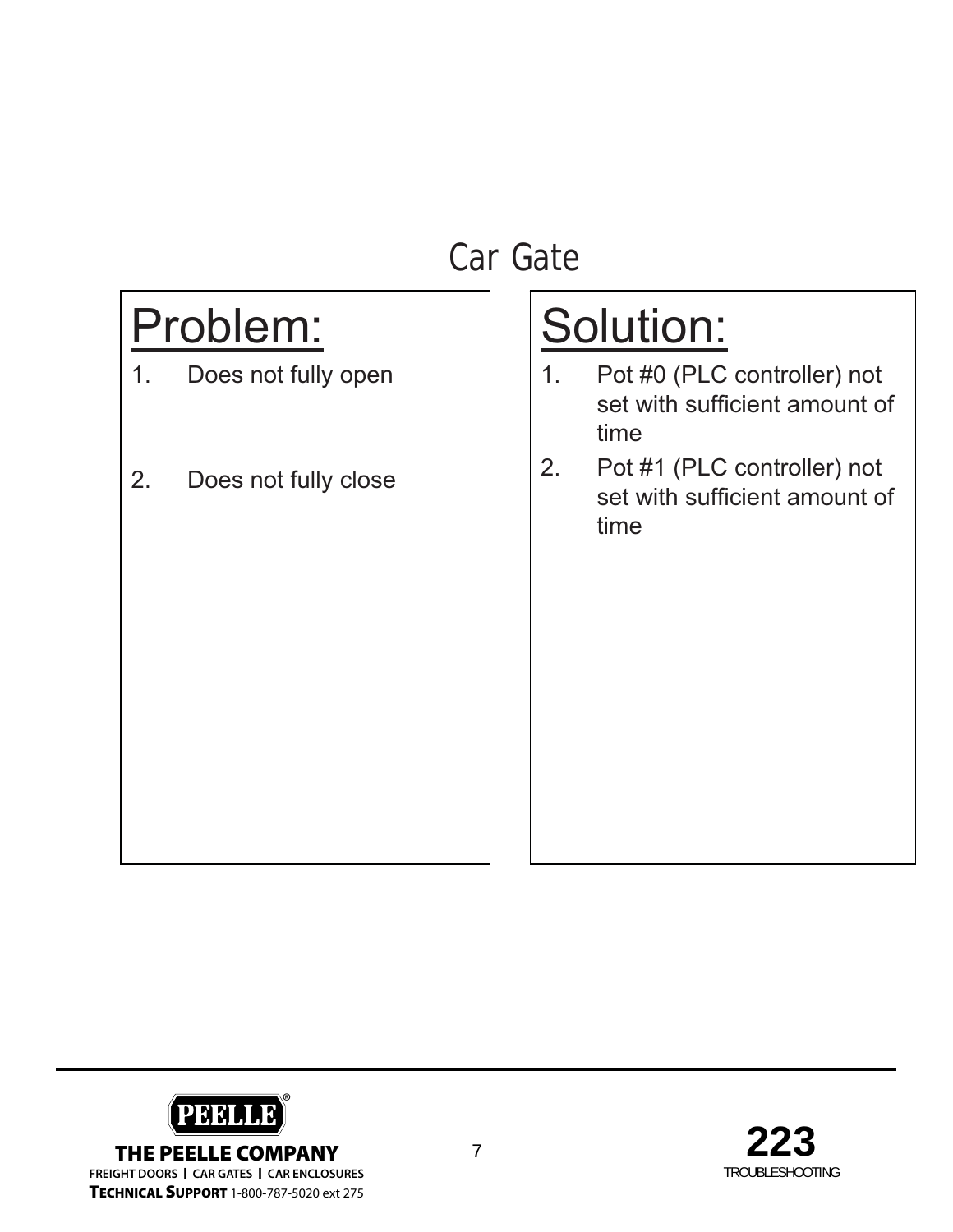# Car Gate

| Problem: | Solution: |
| --- | --- |
| 1. Does not fully open | 1. Pot #0 (PLC controller) not set with sufficient amount of time |
| 2. Does not fully close | 2. Pot #1 (PLC controller) not set with sufficient amount of time |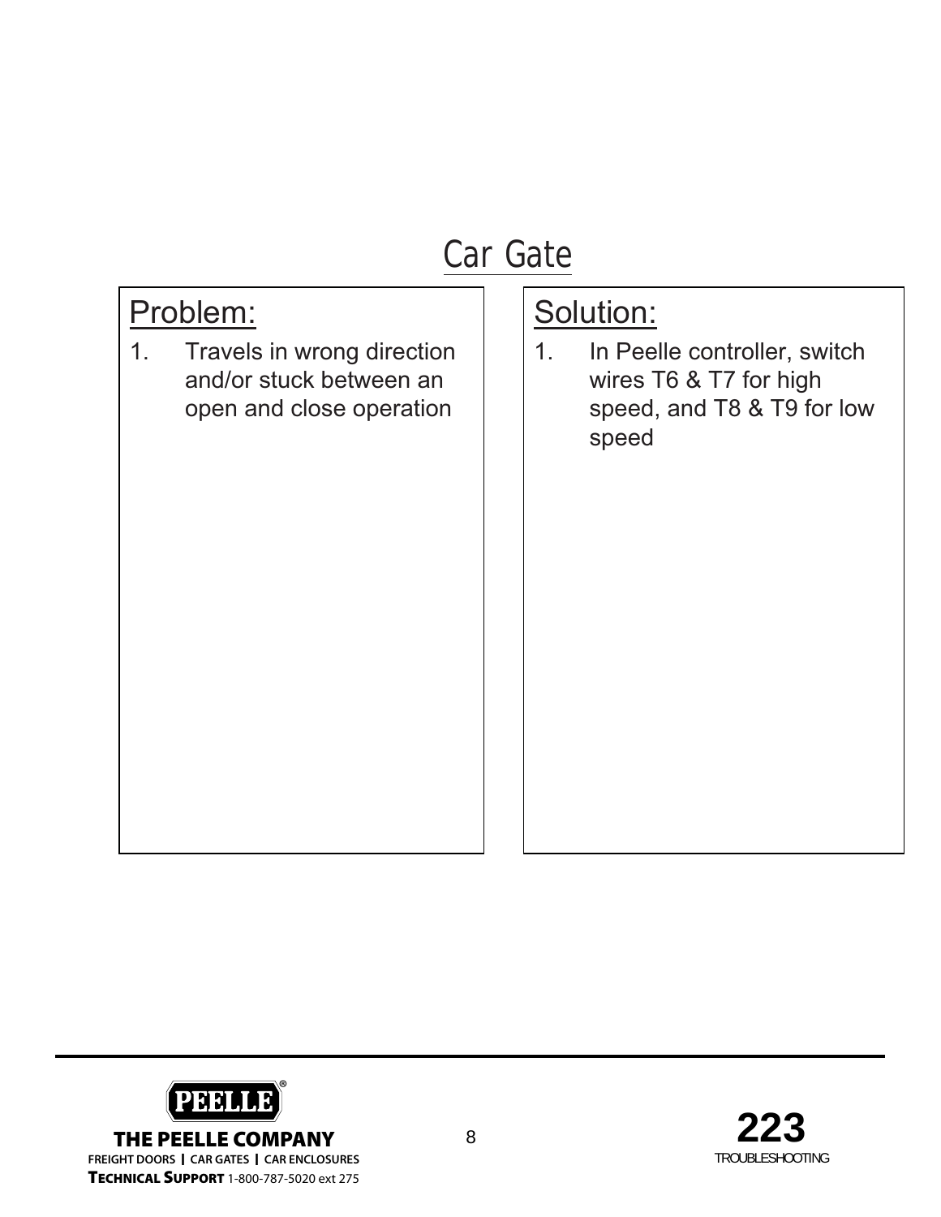# Car Gate

## Problem:

1. Travels in wrong direction and/or stuck between an open and close operation

## Solution:

1. In Peelle controller, switch wires T6 & T7 for high speed, and T8 & T9 for low speed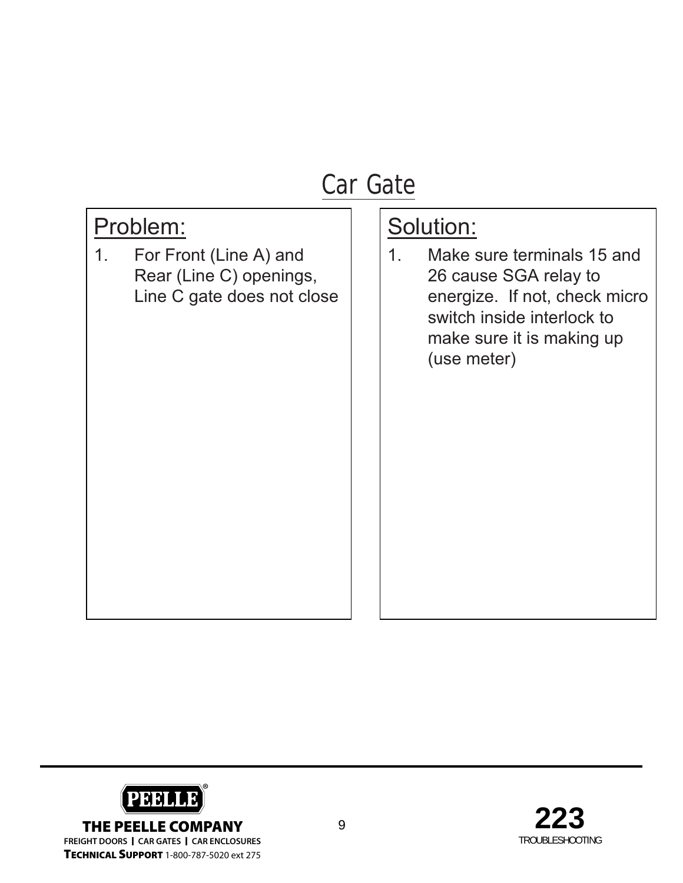# Car Gate

| Problem: | Solution: |
| --- | --- |
| 1. For Front (Line A) and Rear (Line C) openings, Line C gate does not close | 1. Make sure terminals 15 and 26 cause SGA relay to energize. If not, check micro switch inside interlock to make sure it is making up (use meter) |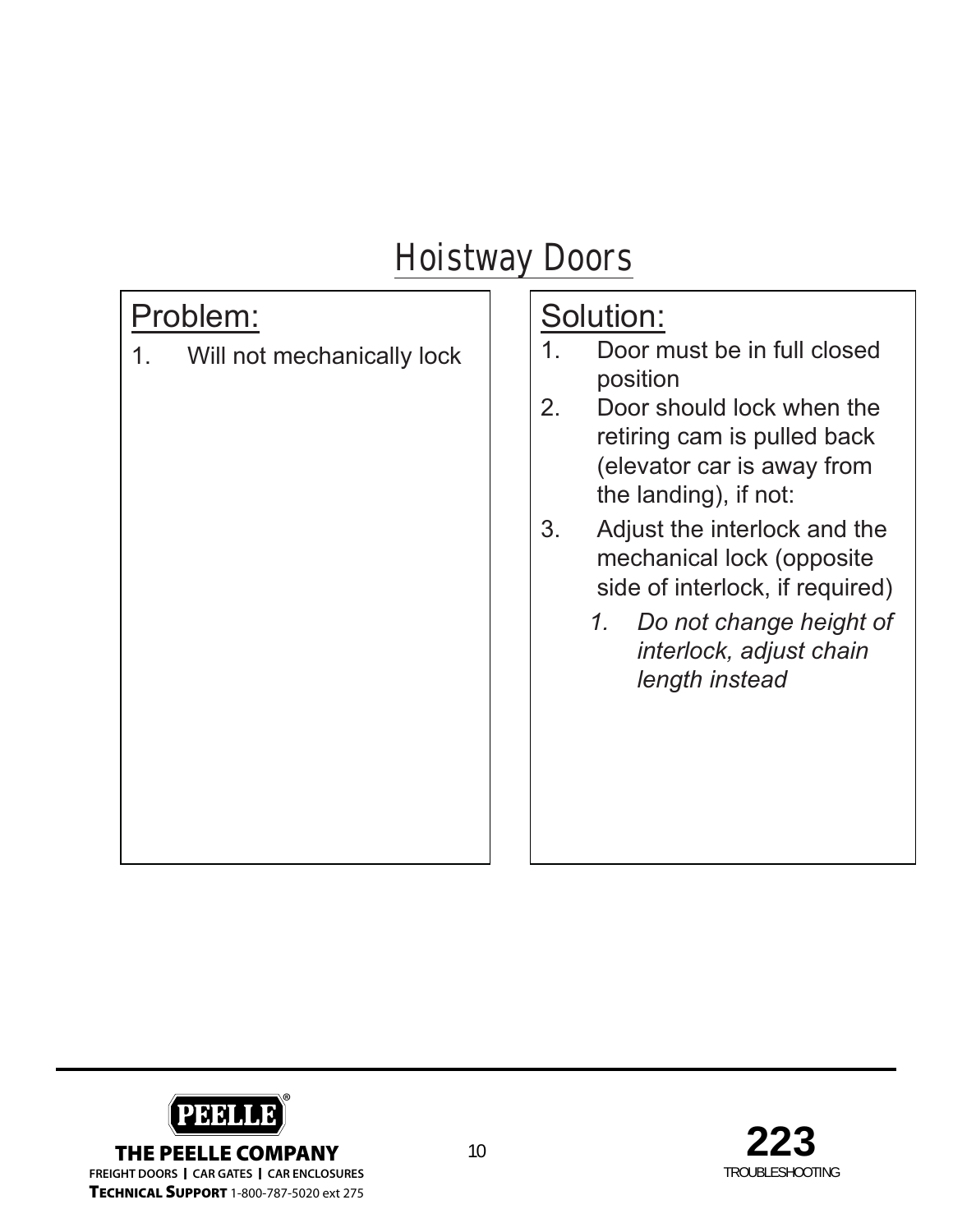# Hoistway Doors

## Problem:

1. Will not mechanically lock

## Solution:

1. Door must be in full closed position
2. Door should lock when the retiring cam is pulled back (elevator car is away from the landing), if not:
3. Adjust the interlock and the mechanical lock (opposite side of interlock, if required)
    1. *Do not change height of interlock, adjust chain length instead*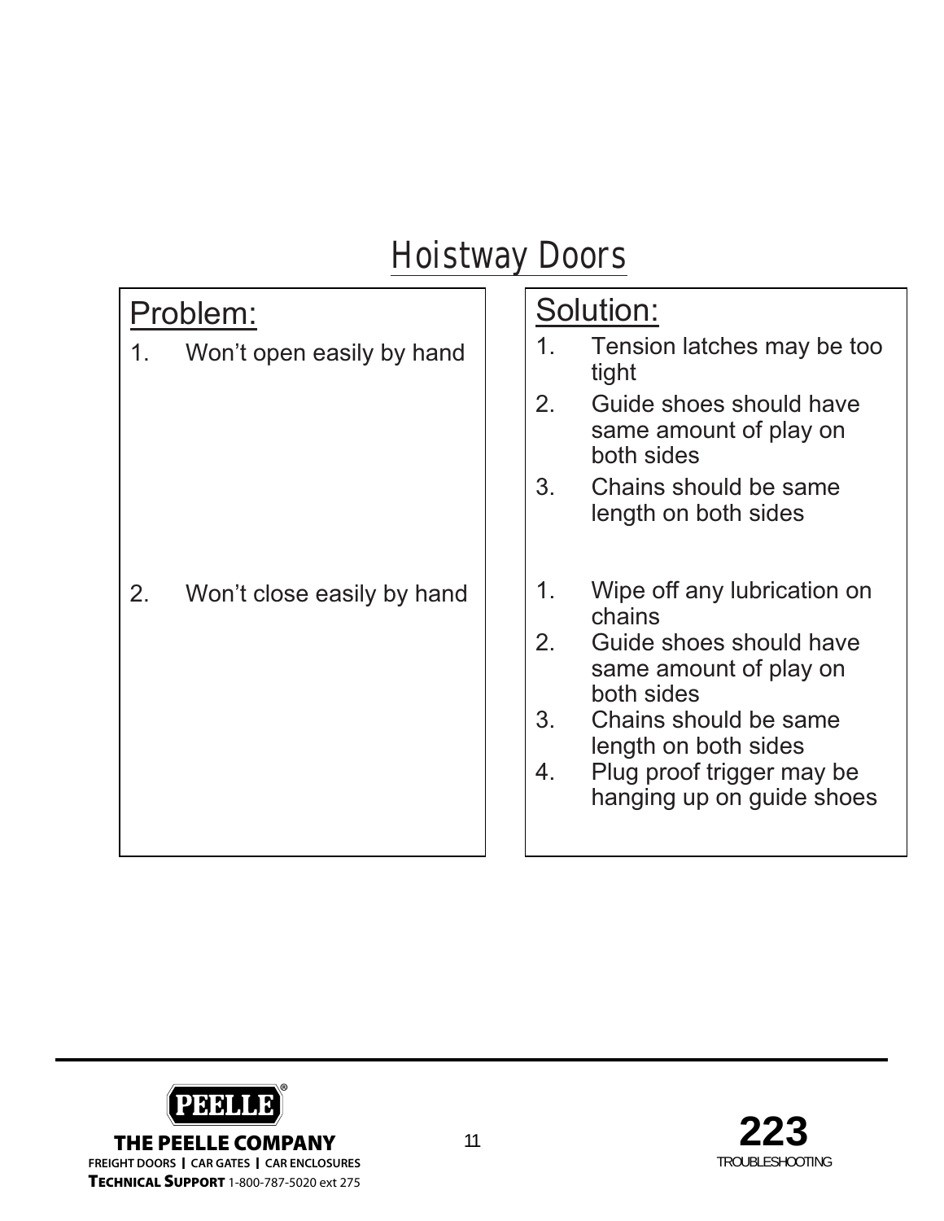# Hoistway Doors

| Problem: | Solution: |
| --- | --- |
| 1. Won't open easily by hand | 1. Tension latches may be too tight<br>2. Guide shoes should have same amount of play on both sides<br>3. Chains should be same length on both sides |
| 2. Won't close easily by hand | 1. Wipe off any lubrication on chains<br>2. Guide shoes should have same amount of play on both sides<br>3. Chains should be same length on both sides<br>4. Plug proof trigger may be hanging up on guide shoes |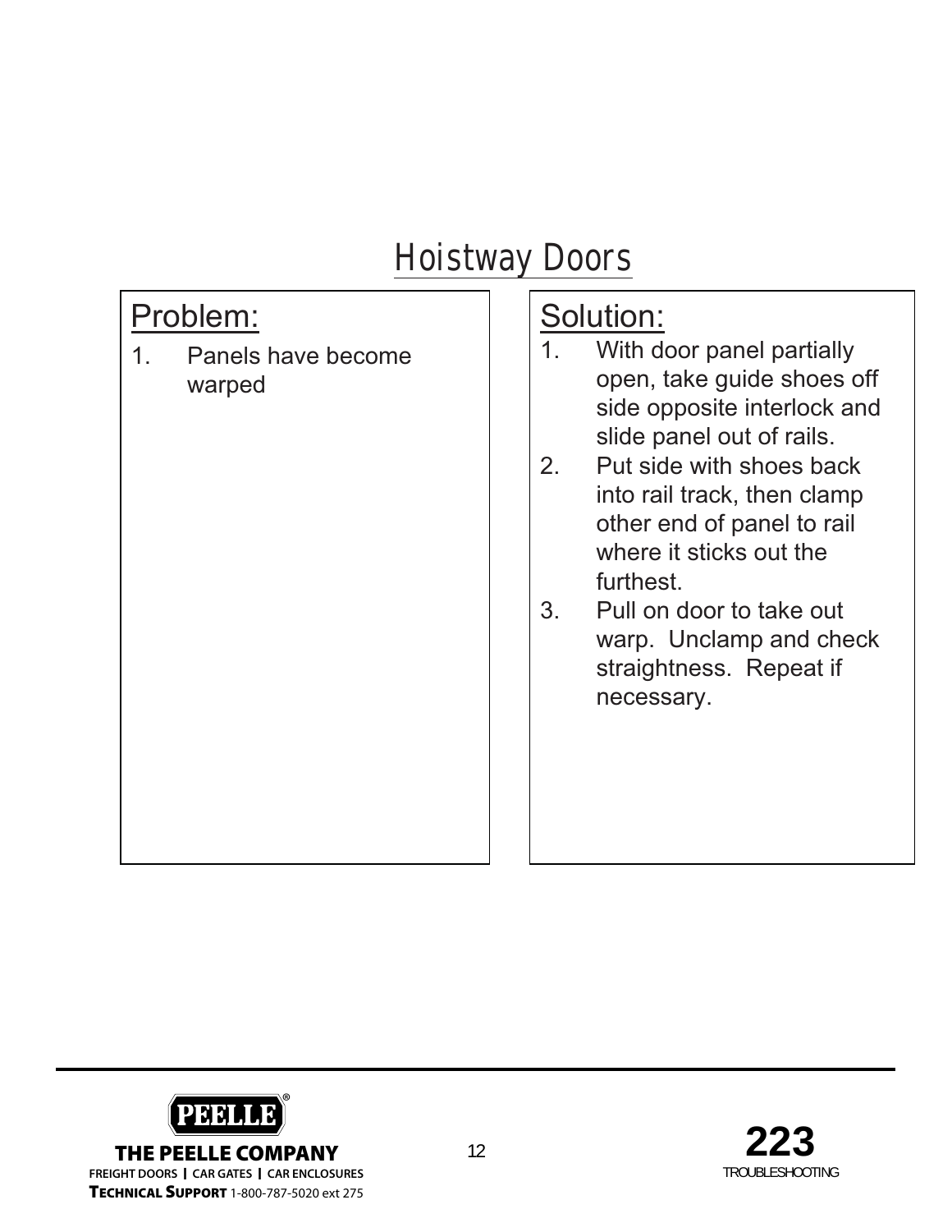# Hoistway Doors

## Problem:

1. Panels have become warped

## Solution:

1. With door panel partially open, take guide shoes off side opposite interlock and slide panel out of rails.
2. Put side with shoes back into rail track, then clamp other end of panel to rail where it sticks out the furthest.
3. Pull on door to take out warp. Unclamp and check straightness. Repeat if necessary.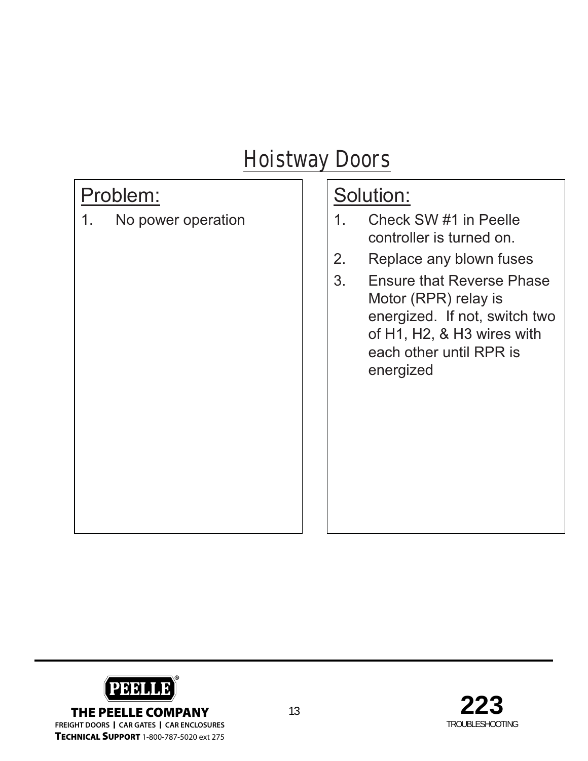# Hoistway Doors

## Problem:

1. No power operation

## Solution:

1. Check SW #1 in Peelle controller is turned on.
2. Replace any blown fuses
3. Ensure that Reverse Phase Motor (RPR) relay is energized. If not, switch two of H1, H2, & H3 wires with each other until RPR is energized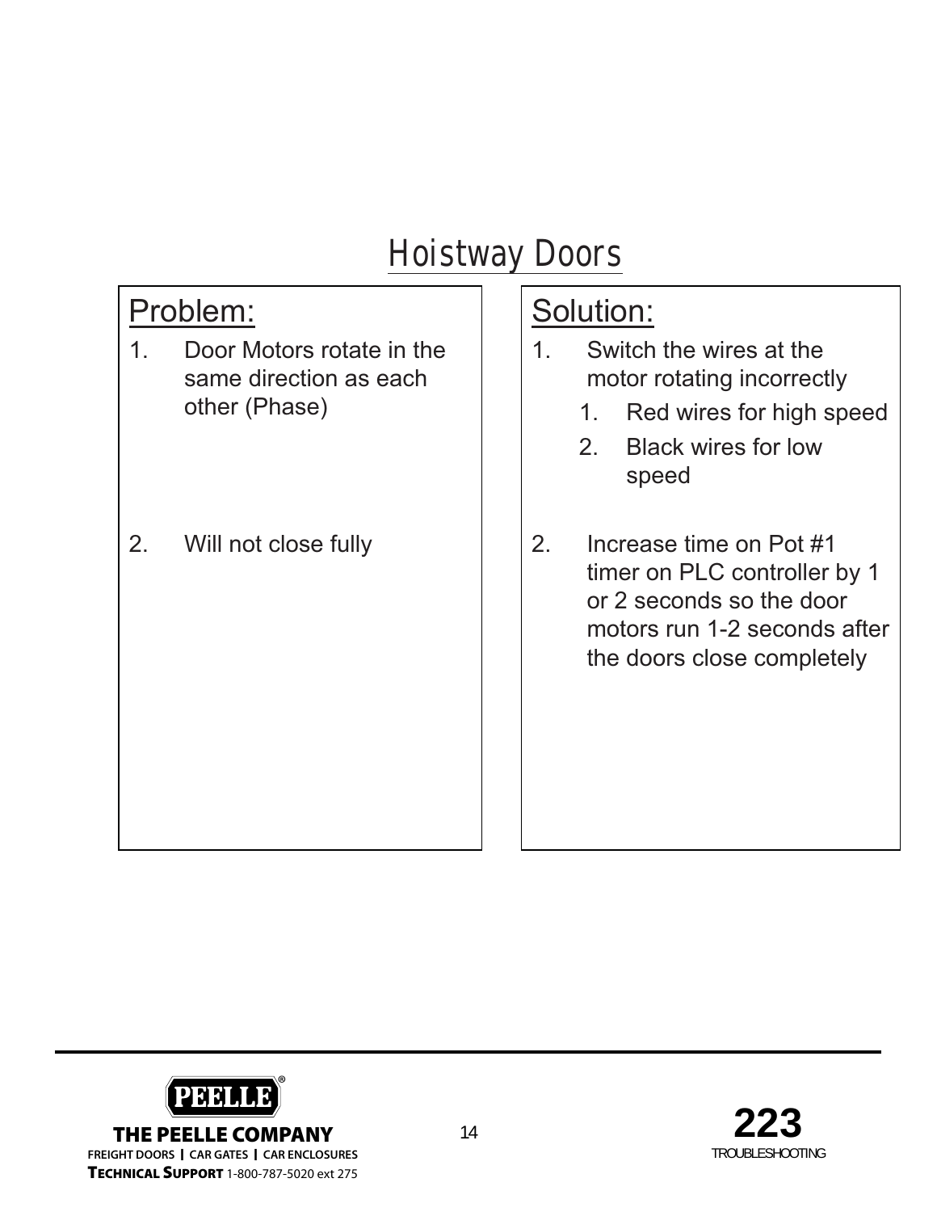# Hoistway Doors

| Problem: | Solution: |
| --- | --- |
| 1. Door Motors rotate in the same direction as each other (Phase) | 1. Switch the wires at the motor rotating incorrectly<br>1. Red wires for high speed<br>2. Black wires for low speed |
| 2. Will not close fully | 2. Increase time on Pot #1 timer on PLC controller by 1 or 2 seconds so the door motors run 1-2 seconds after the doors close completely |

THE PEELLE COMPANY
FREIGHT DOORS | CAR GATES | CAR ENCLOSURES
TECHNICAL SUPPORT 1-800-787-5020 ext 275

223
TROUBLESHOOTING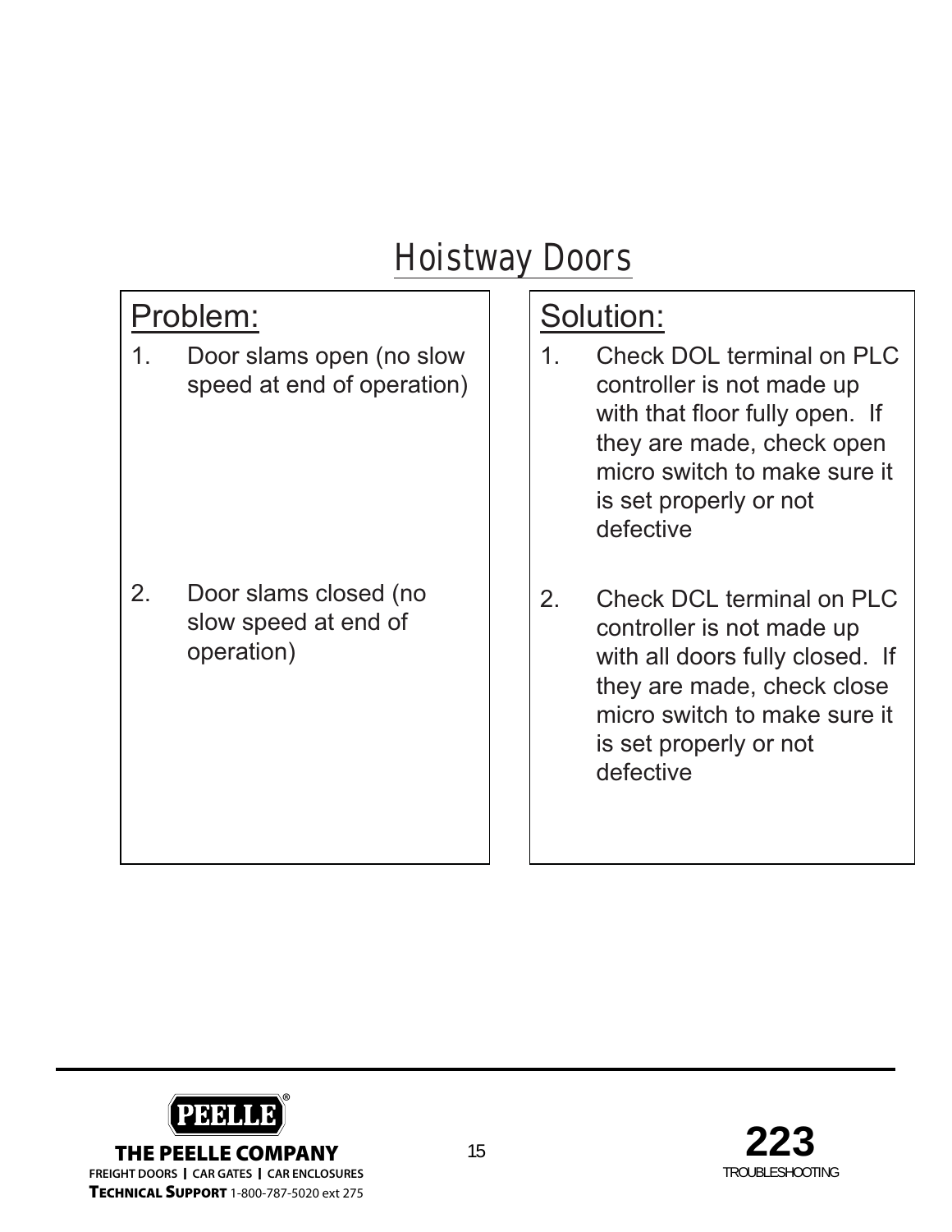# Hoistway Doors

| Problem: | Solution: |
| --- | --- |
| 1. Door slams open (no slow speed at end of operation) | 1. Check DOL terminal on PLC controller is not made up with that floor fully open. If they are made, check open micro switch to make sure it is set properly or not defective |
| 2. Door slams closed (no slow speed at end of operation) | 2. Check DCL terminal on PLC controller is not made up with all doors fully closed. If they are made, check close micro switch to make sure it is set properly or not defective |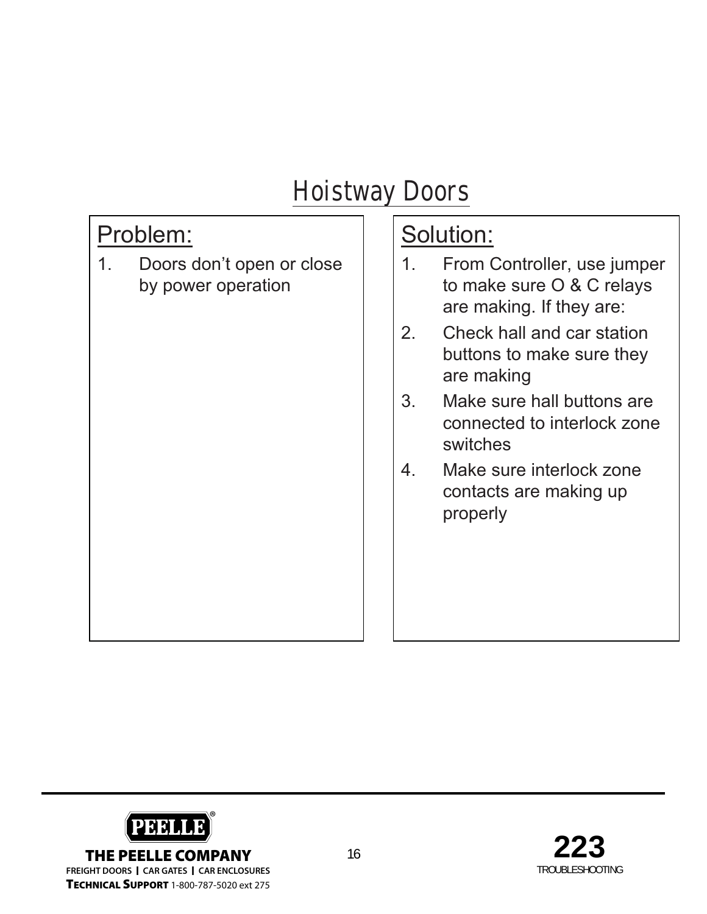# Hoistway Doors

## Problem:

1. Doors don't open or close by power operation

## Solution:

1. From Controller, use jumper to make sure O & C relays are making. If they are:
2. Check hall and car station buttons to make sure they are making
3. Make sure hall buttons are connected to interlock zone switches
4. Make sure interlock zone contacts are making up properly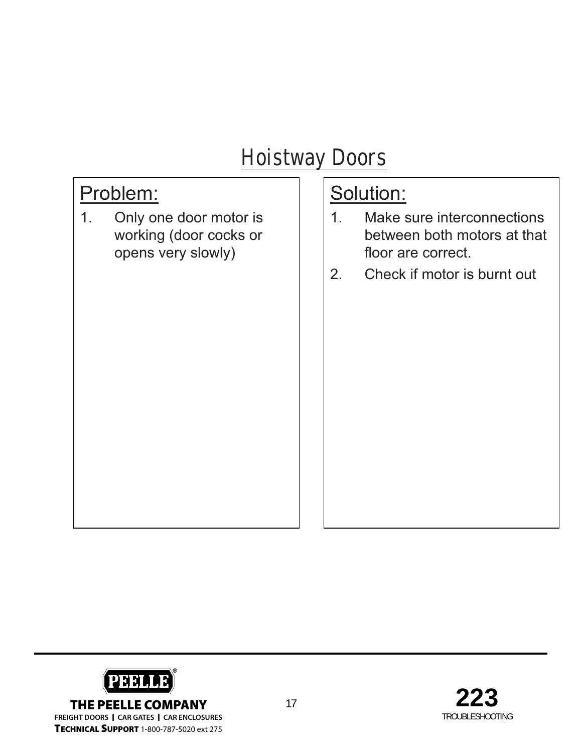# Hoistway Doors

## Problem:

1. Only one door motor is working (door cocks or opens very slowly)

## Solution:

1. Make sure interconnections between both motors at that floor are correct.
2. Check if motor is burnt out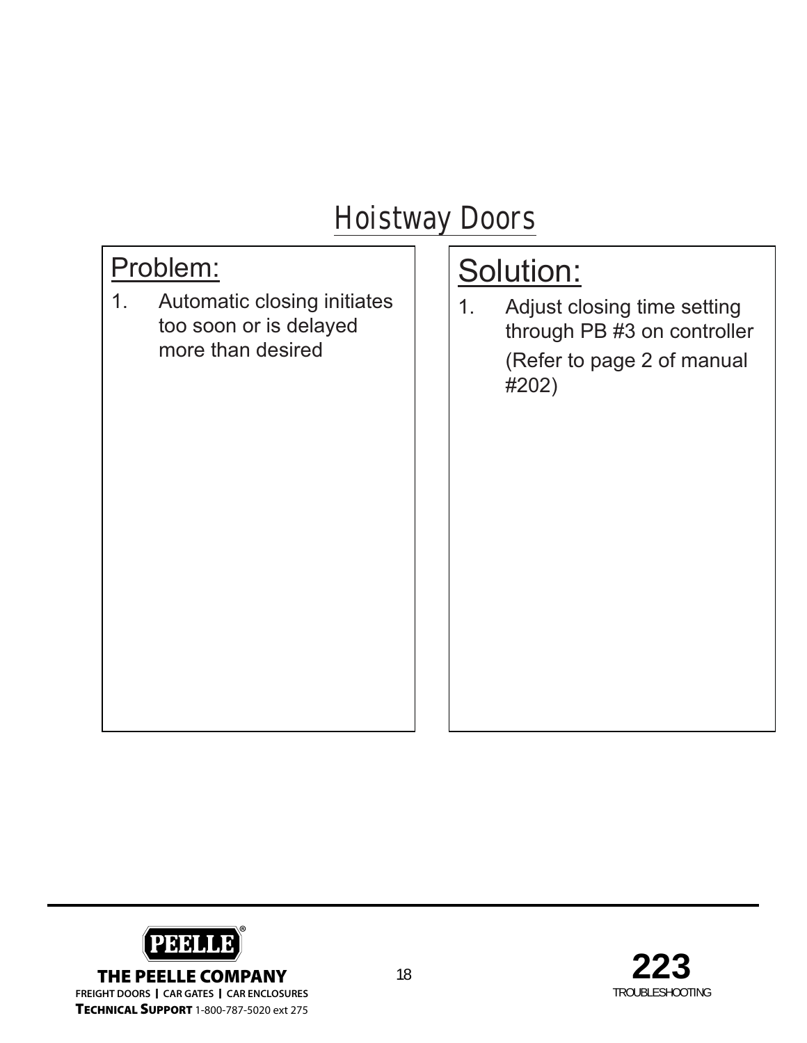# Hoistway Doors

## Problem:

1. Automatic closing initiates too soon or is delayed more than desired

## Solution:

1. Adjust closing time setting through PB #3 on controller

   (Refer to page 2 of manual #202)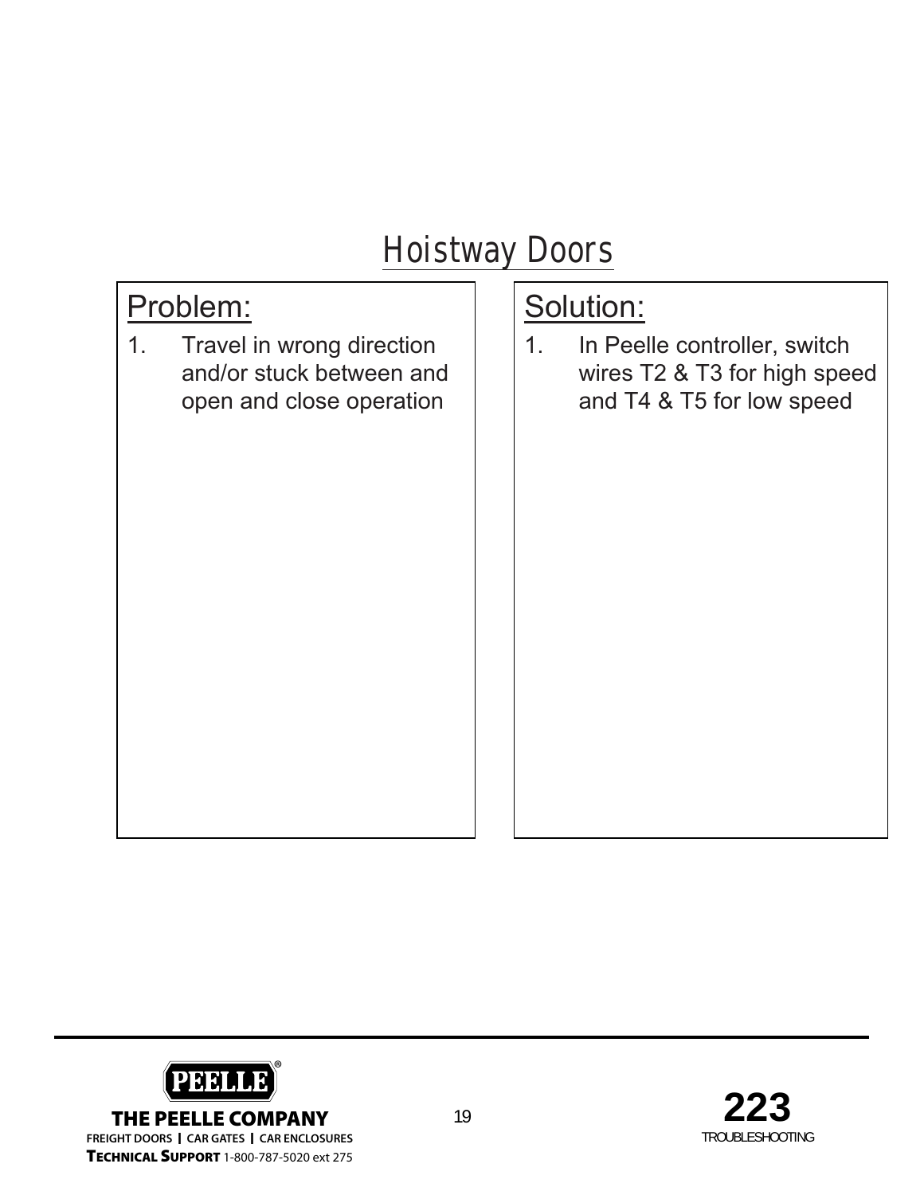# Hoistway Doors

## Problem:

1. Travel in wrong direction and/or stuck between and open and close operation

## Solution:

1. In Peelle controller, switch wires T2 & T3 for high speed and T4 & T5 for low speed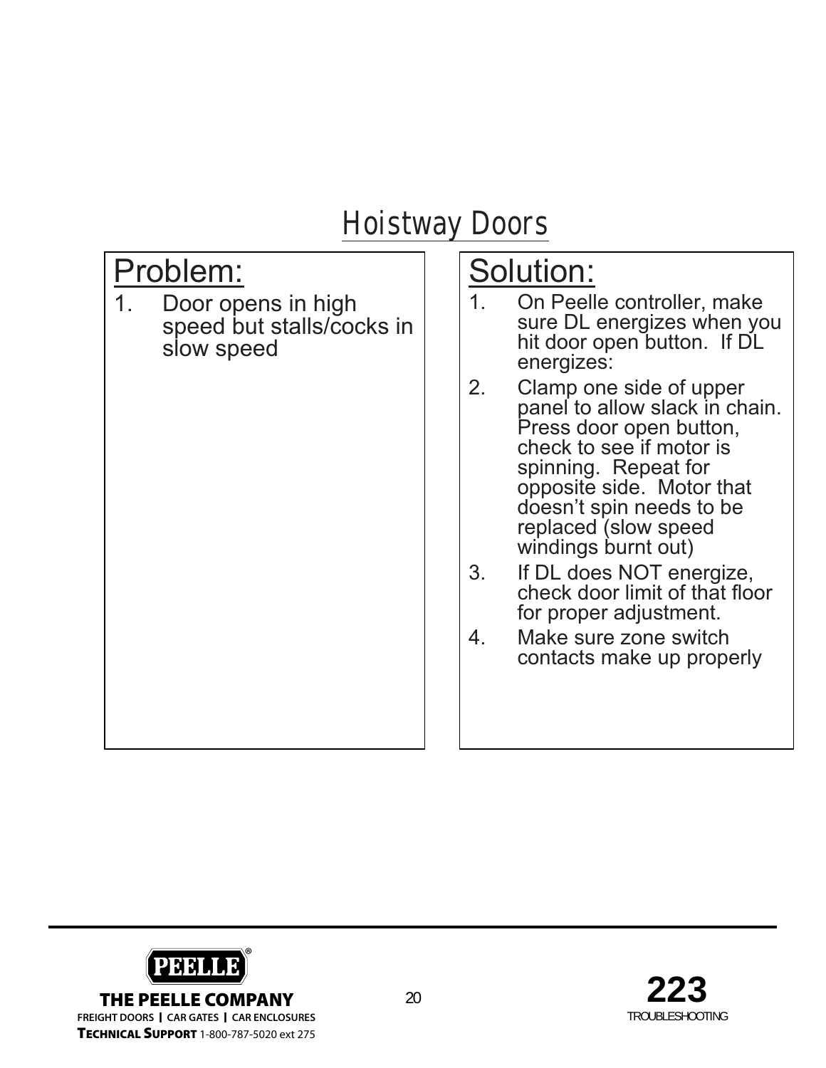# Hoistway Doors

## Problem:

1. Door opens in high speed but stalls/cocks in slow speed

## Solution:

1. On Peelle controller, make sure DL energizes when you hit door open button. If DL energizes:
2. Clamp one side of upper panel to allow slack in chain. Press door open button, check to see if motor is spinning. Repeat for opposite side. Motor that doesn't spin needs to be replaced (slow speed windings burnt out)
3. If DL does NOT energize, check door limit of that floor for proper adjustment.
4. Make sure zone switch contacts make up properly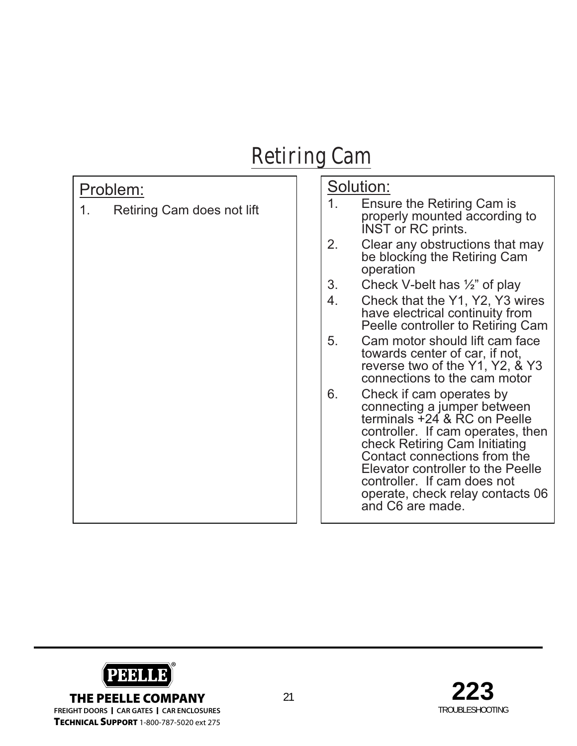# Retiring Cam

## Problem:

1. Retiring Cam does not lift

## Solution:

1. Ensure the Retiring Cam is properly mounted according to INST or RC prints.
2. Clear any obstructions that may be blocking the Retiring Cam operation
3. Check V-belt has ½" of play
4. Check that the Y1, Y2, Y3 wires have electrical continuity from Peelle controller to Retiring Cam
5. Cam motor should lift cam face towards center of car, if not, reverse two of the Y1, Y2, & Y3 connections to the cam motor
6. Check if cam operates by connecting a jumper between terminals +24 & RC on Peelle controller. If cam operates, then check Retiring Cam Initiating Contact connections from the Elevator controller to the Peelle controller. If cam does not operate, check relay contacts 06 and C6 are made.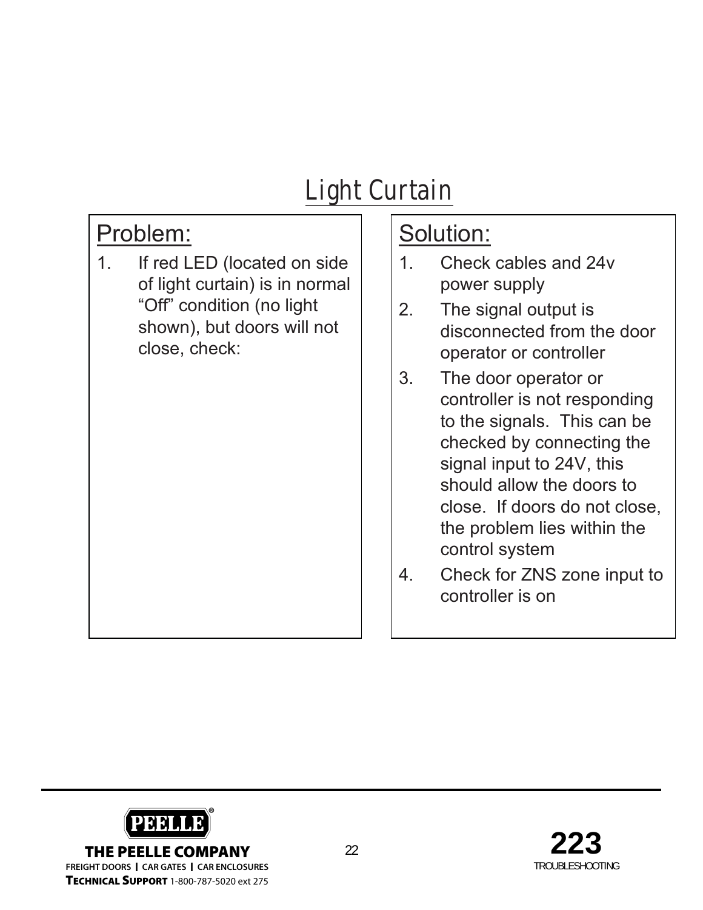# Light Curtain

## Problem:

1. If red LED (located on side of light curtain) is in normal "Off" condition (no light shown), but doors will not close, check:

## Solution:

1. Check cables and 24v power supply
2. The signal output is disconnected from the door operator or controller
3. The door operator or controller is not responding to the signals. This can be checked by connecting the signal input to 24V, this should allow the doors to close. If doors do not close, the problem lies within the control system
4. Check for ZNS zone input to controller is on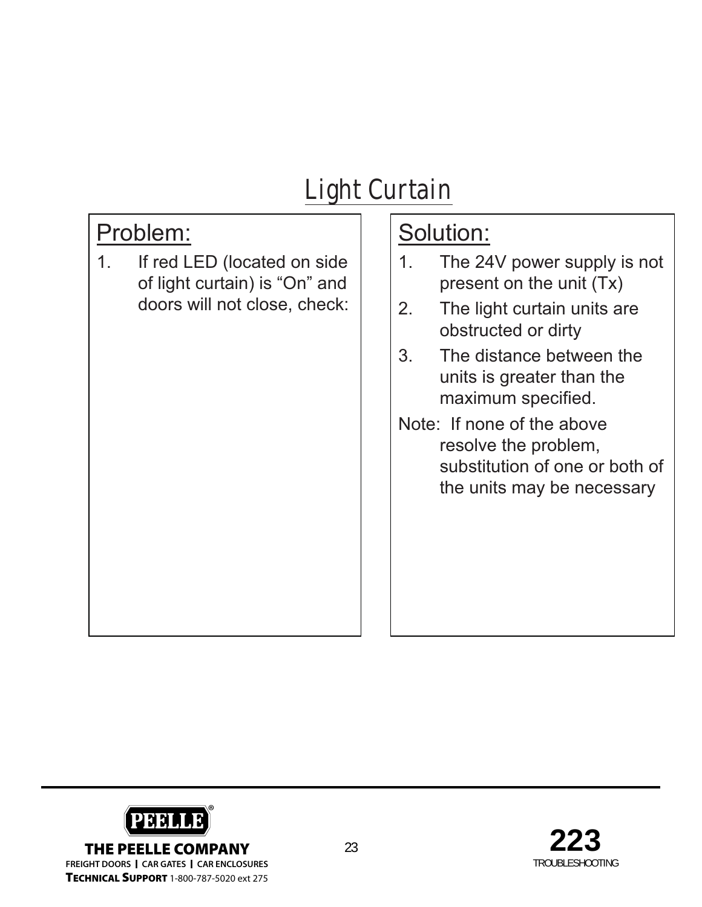# Light Curtain

## Problem:

1. If red LED (located on side of light curtain) is “On” and doors will not close, check:

## Solution:

1. The 24V power supply is not present on the unit (Tx)
2. The light curtain units are obstructed or dirty
3. The distance between the units is greater than the maximum specified.

Note: If none of the above resolve the problem, substitution of one or both of the units may be necessary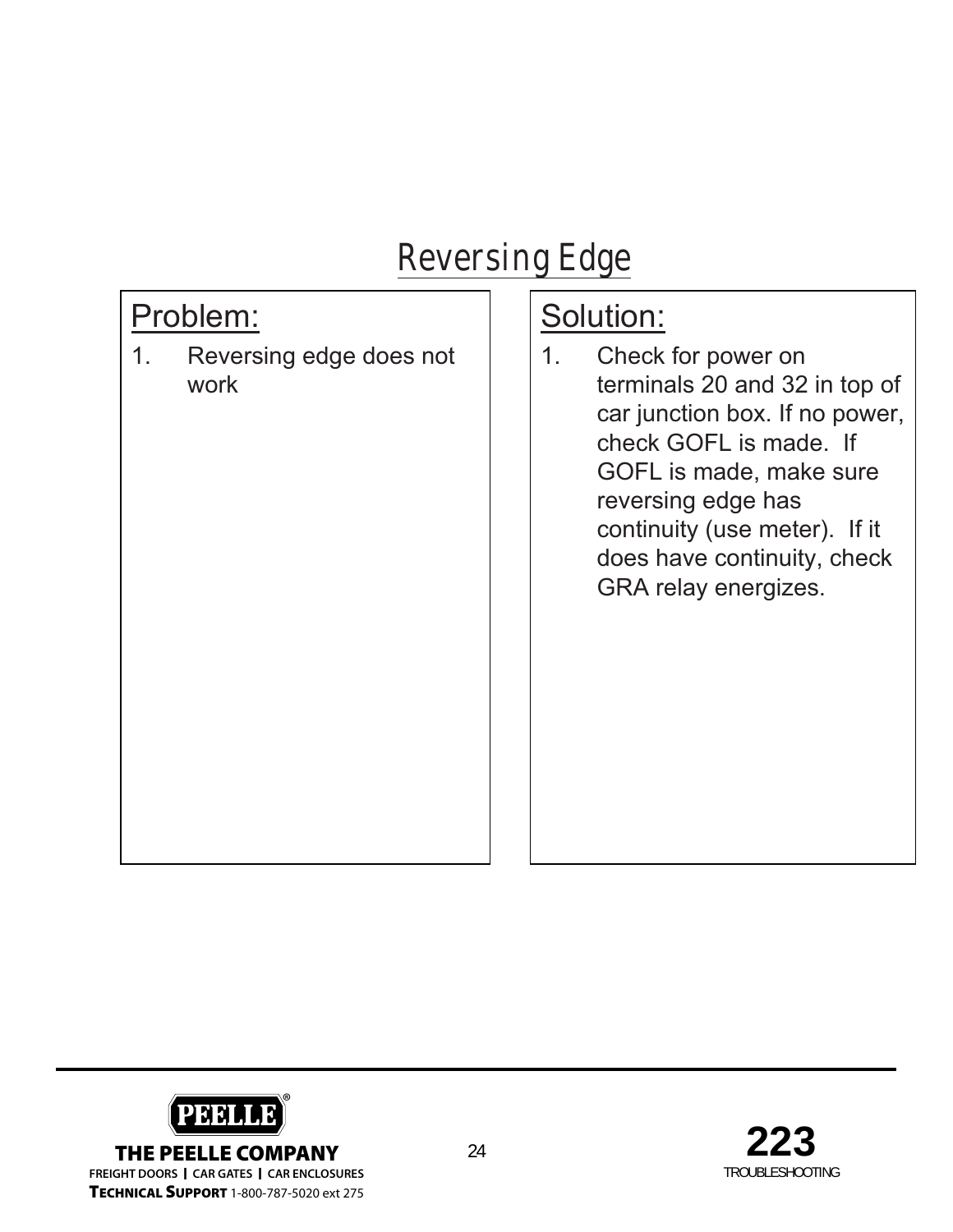# Reversing Edge

## Problem:

1. Reversing edge does not work

## Solution:

1. Check for power on terminals 20 and 32 in top of car junction box. If no power, check GOFL is made. If GOFL is made, make sure reversing edge has continuity (use meter). If it does have continuity, check GRA relay energizes.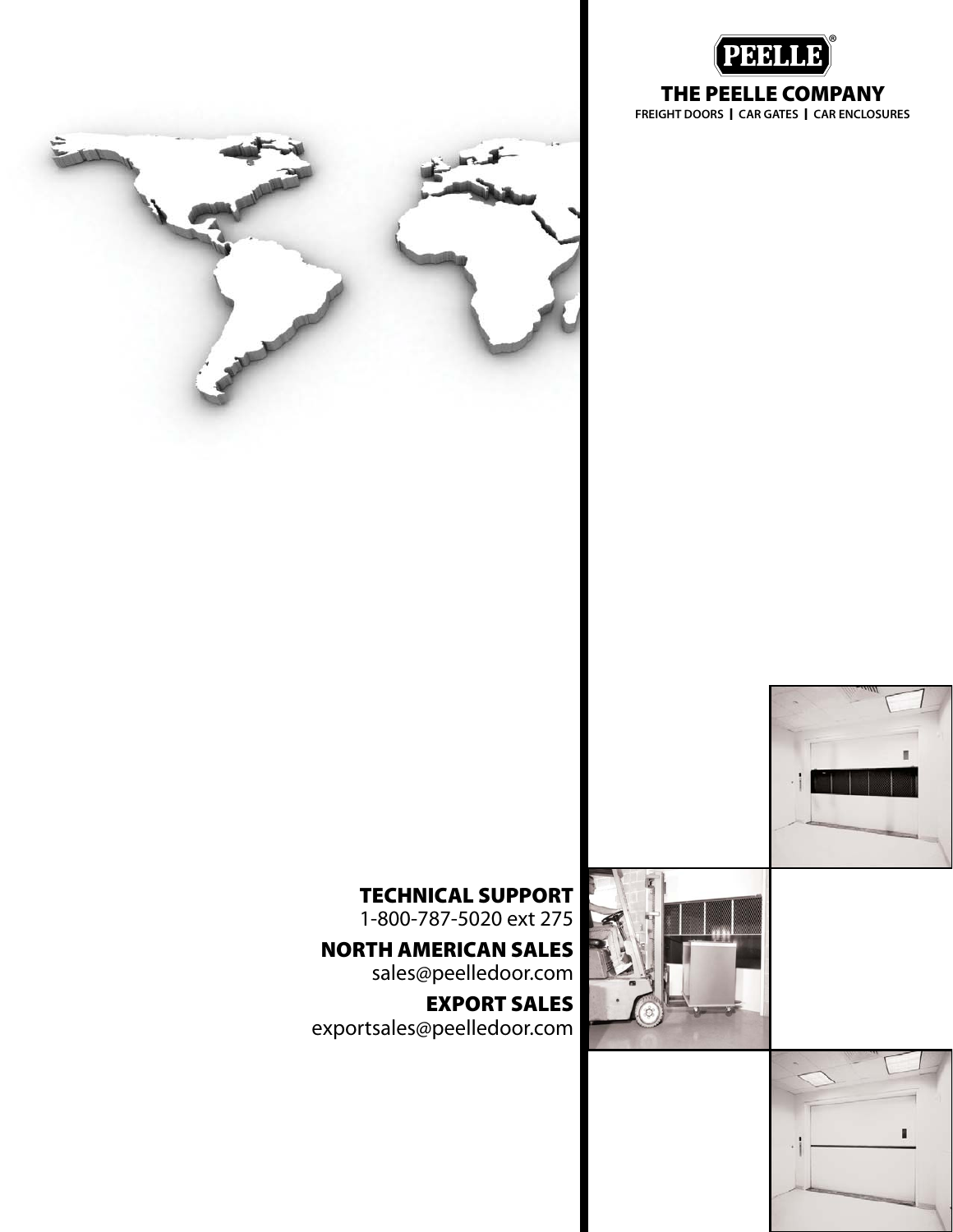PEELLE®

# THE PEELLE COMPANY

**FREIGHT DOORS | CAR GATES | CAR ENCLOSURES**

## TECHNICAL SUPPORT
1-800-787-5020 ext 275

## NORTH AMERICAN SALES
sales@peelledoor.com

## EXPORT SALES
exportsales@peelledoor.com